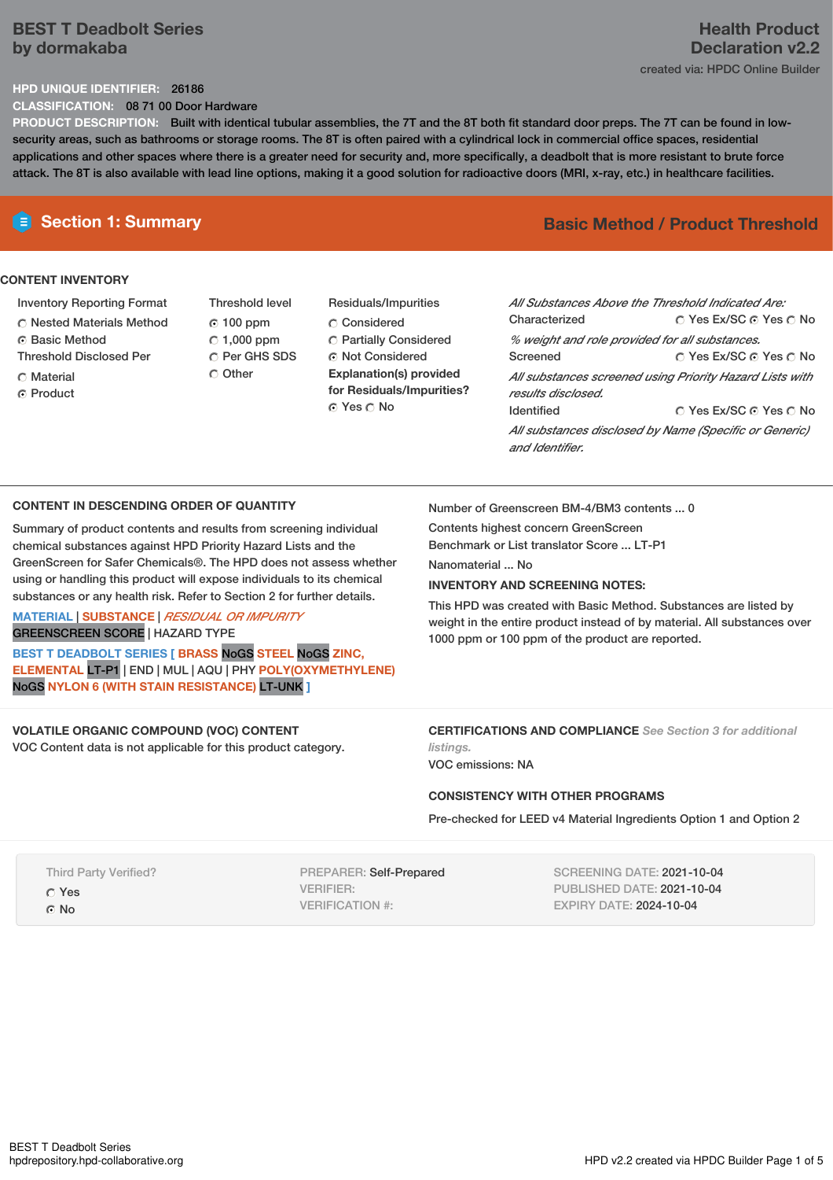# BEST T Deadbolt Series by dormakaba

**Health Product Declaration v2.2**

created via: HPDC Online Builder

**HPD UNIQUE IDENTIFIER:** 26186

**CLASSIFICATION:** 08 71 00 Door Hardware

**PRODUCT DESCRIPTION:** Built with identical tubular assemblies, the 7T and the 8T both fit standard door preps. The 7T can be found in low-security areas, such as bathrooms or storage rooms. The 8T is often paired with a cylindrical lock in commercial office spaces, residential applications and other spaces where there is a greater need for security and, more specifically, a deadbolt that is more resistant to brute force attack. The 8T is also available with lead line options, making it a good solution for radioactive doors (MRI, x-ray, etc.) in healthcare facilities.

## Section 1: Summary

**Basic Method / Product Threshold**

### CONTENT INVENTORY

**Inventory Reporting Format**
- ○ Nested Materials Method
- ◉ Basic Method

**Threshold Disclosed Per**
- ○ Material
- ◉ Product

**Threshold level**
- ◉ 100 ppm
- ○ 1,000 ppm
- ○ Per GHS SDS
- ○ Other

**Residuals/Impurities**
- ○ Considered
- ○ Partially Considered
- ◉ Not Considered

**Explanation(s) provided for Residuals/Impurities?**
◉ Yes ○ No

*All Substances Above the Threshold Indicated Are:*

Characterized ○ Yes Ex/SC ◉ Yes ○ No
*% weight and role provided for all substances.*

Screened ○ Yes Ex/SC ◉ Yes ○ No
*All substances screened using Priority Hazard Lists with results disclosed.*

Identified ○ Yes Ex/SC ◉ Yes ○ No
*All substances disclosed by Name (Specific or Generic) and Identifier.*

### CONTENT IN DESCENDING ORDER OF QUANTITY

Summary of product contents and results from screening individual chemical substances against HPD Priority Hazard Lists and the GreenScreen for Safer Chemicals®. The HPD does not assess whether using or handling this product will expose individuals to its chemical substances or any health risk. Refer to Section 2 for further details.

MATERIAL | SUBSTANCE | *RESIDUAL OR IMPURITY*
GREENSCREEN SCORE | HAZARD TYPE

**BEST T DEADBOLT SERIES [ BRASS** NoGS **STEEL** NoGS **ZINC, ELEMENTAL** LT-P1 | END | MUL | AQU | PHY **POLY(OXYMETHYLENE)** NoGS **NYLON 6 (WITH STAIN RESISTANCE)** LT-UNK **]**

Number of Greenscreen BM-4/BM3 contents ... 0

Contents highest concern GreenScreen Benchmark or List translator Score ... LT-P1

Nanomaterial ... No

**INVENTORY AND SCREENING NOTES:**

This HPD was created with Basic Method. Substances are listed by weight in the entire product instead of by material. All substances over 1000 ppm or 100 ppm of the product are reported.

### VOLATILE ORGANIC COMPOUND (VOC) CONTENT

VOC Content data is not applicable for this product category.

### CERTIFICATIONS AND COMPLIANCE *See Section 3 for additional listings.*

VOC emissions: NA

### CONSISTENCY WITH OTHER PROGRAMS

Pre-checked for LEED v4 Material Ingredients Option 1 and Option 2

Third Party Verified?
- ○ Yes
- ◉ No

PREPARER: Self-Prepared
VERIFIER:
VERIFICATION #:

SCREENING DATE: 2021-10-04
PUBLISHED DATE: 2021-10-04
EXPIRY DATE: 2024-10-04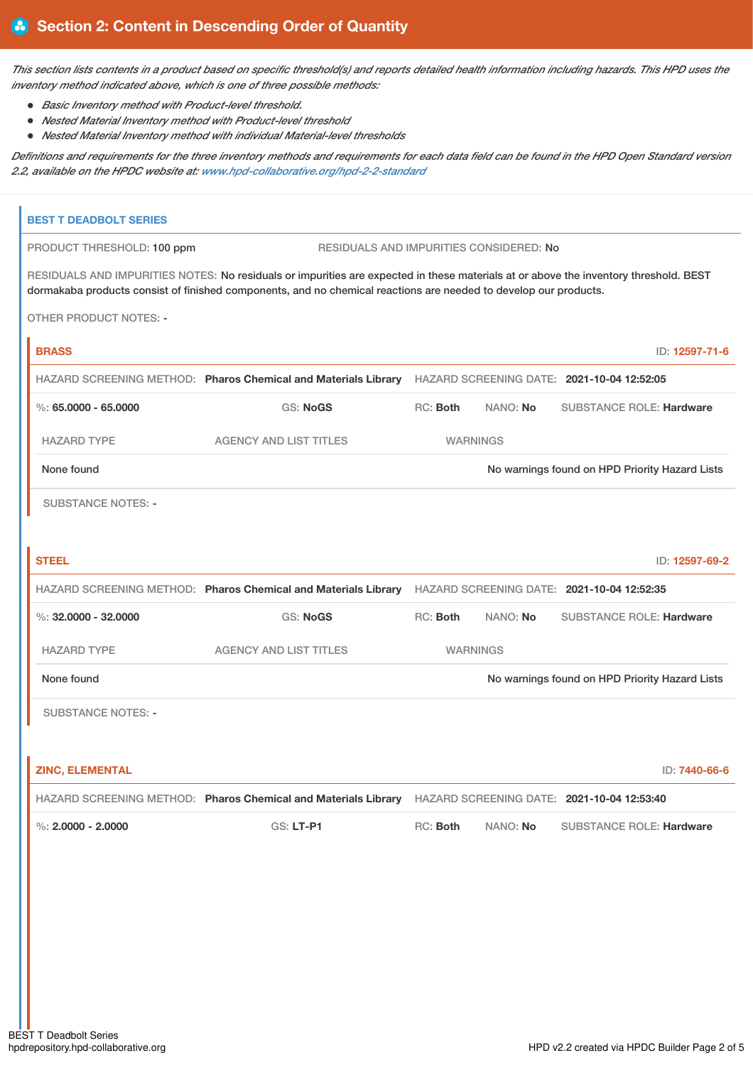## Section 2: Content in Descending Order of Quantity

*This section lists contents in a product based on specific threshold(s) and reports detailed health information including hazards. This HPD uses the inventory method indicated above, which is one of three possible methods:*

- *Basic Inventory method with Product-level threshold.*
- *Nested Material Inventory method with Product-level threshold*
- *Nested Material Inventory method with individual Material-level thresholds*

*Definitions and requirements for the three inventory methods and requirements for each data field can be found in the HPD Open Standard version 2.2, available on the HPDC website at: www.hpd-collaborative.org/hpd-2-2-standard*

### BEST T DEADBOLT SERIES

PRODUCT THRESHOLD: 100 ppm

RESIDUALS AND IMPURITIES CONSIDERED: No

RESIDUALS AND IMPURITIES NOTES: No residuals or impurities are expected in these materials at or above the inventory threshold. BEST dormakaba products consist of finished components, and no chemical reactions are needed to develop our products.

OTHER PRODUCT NOTES: -

#### BRASS

ID: 12597-71-6

HAZARD SCREENING METHOD: **Pharos Chemical and Materials Library** HAZARD SCREENING DATE: **2021-10-04 12:52:05**

%: **65.0000 - 65.0000** GS: **NoGS** RC: **Both** NANO: **No** SUBSTANCE ROLE: **Hardware**

| HAZARD TYPE | AGENCY AND LIST TITLES | WARNINGS |
| --- | --- | --- |
| None found | | No warnings found on HPD Priority Hazard Lists |

SUBSTANCE NOTES: -

#### STEEL

ID: 12597-69-2

HAZARD SCREENING METHOD: **Pharos Chemical and Materials Library** HAZARD SCREENING DATE: **2021-10-04 12:52:35**

%: **32.0000 - 32.0000** GS: **NoGS** RC: **Both** NANO: **No** SUBSTANCE ROLE: **Hardware**

| HAZARD TYPE | AGENCY AND LIST TITLES | WARNINGS |
| --- | --- | --- |
| None found | | No warnings found on HPD Priority Hazard Lists |

SUBSTANCE NOTES: -

#### ZINC, ELEMENTAL

ID: 7440-66-6

HAZARD SCREENING METHOD: **Pharos Chemical and Materials Library** HAZARD SCREENING DATE: **2021-10-04 12:53:40**

%: **2.0000 - 2.0000** GS: **LT-P1** RC: **Both** NANO: **No** SUBSTANCE ROLE: **Hardware**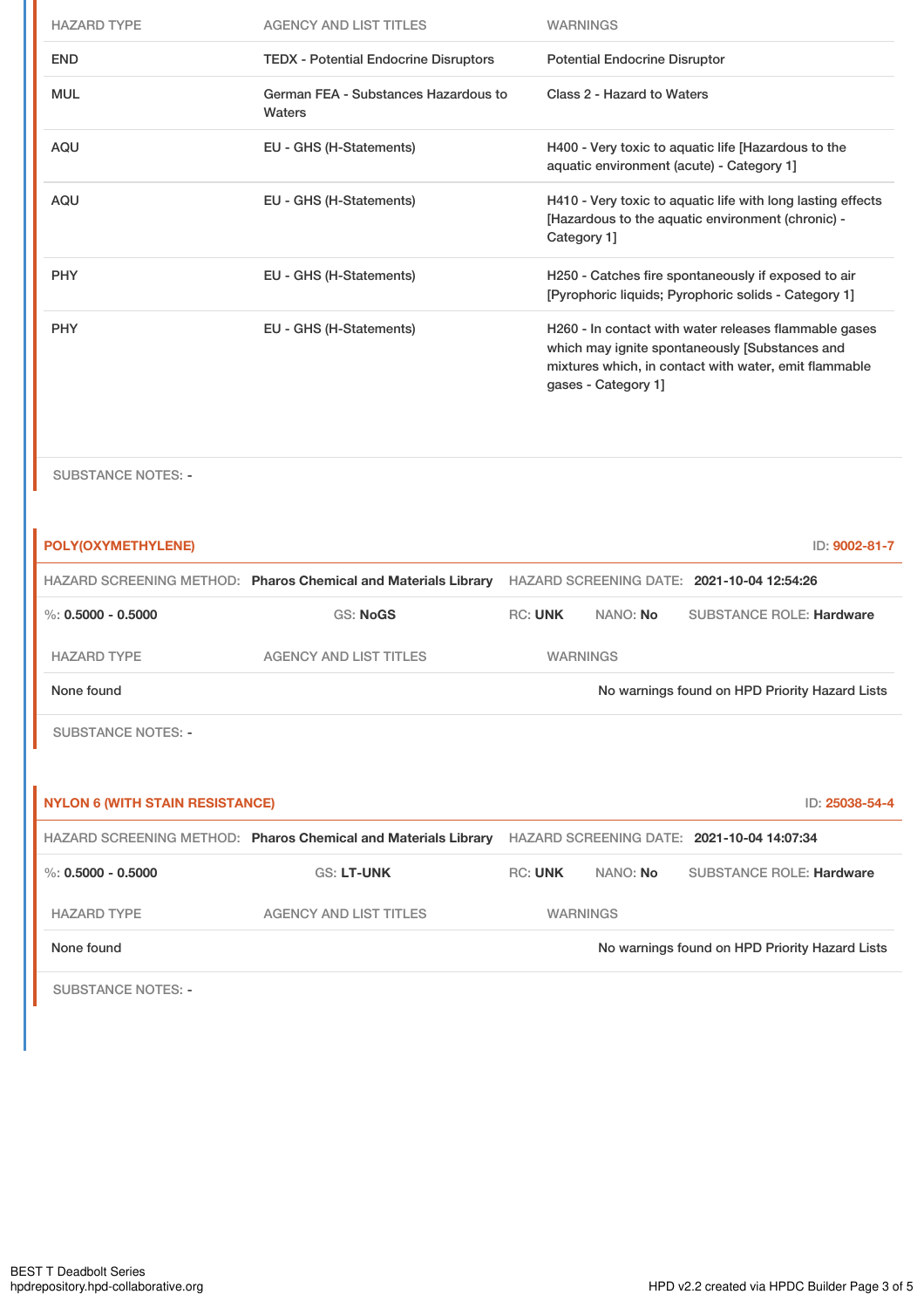| HAZARD TYPE | AGENCY AND LIST TITLES | WARNINGS |
| --- | --- | --- |
| END | TEDX - Potential Endocrine Disruptors | Potential Endocrine Disruptor |
| MUL | German FEA - Substances Hazardous to Waters | Class 2 - Hazard to Waters |
| AQU | EU - GHS (H-Statements) | H400 - Very toxic to aquatic life [Hazardous to the aquatic environment (acute) - Category 1] |
| AQU | EU - GHS (H-Statements) | H410 - Very toxic to aquatic life with long lasting effects [Hazardous to the aquatic environment (chronic) - Category 1] |
| PHY | EU - GHS (H-Statements) | H250 - Catches fire spontaneously if exposed to air [Pyrophoric liquids; Pyrophoric solids - Category 1] |
| PHY | EU - GHS (H-Statements) | H260 - In contact with water releases flammable gases which may ignite spontaneously [Substances and mixtures which, in contact with water, emit flammable gases - Category 1] |

SUBSTANCE NOTES: -

### POLY(OXYMETHYLENE)

ID: 9002-81-7

HAZARD SCREENING METHOD: **Pharos Chemical and Materials Library** HAZARD SCREENING DATE: **2021-10-04 12:54:26**

%: **0.5000 - 0.5000** GS: **NoGS** RC: **UNK** NANO: **No** SUBSTANCE ROLE: **Hardware**

| HAZARD TYPE | AGENCY AND LIST TITLES | WARNINGS |
| --- | --- | --- |
| None found | | No warnings found on HPD Priority Hazard Lists |

SUBSTANCE NOTES: -

### NYLON 6 (WITH STAIN RESISTANCE)

ID: 25038-54-4

HAZARD SCREENING METHOD: **Pharos Chemical and Materials Library** HAZARD SCREENING DATE: **2021-10-04 14:07:34**

%: **0.5000 - 0.5000** GS: **LT-UNK** RC: **UNK** NANO: **No** SUBSTANCE ROLE: **Hardware**

| HAZARD TYPE | AGENCY AND LIST TITLES | WARNINGS |
| --- | --- | --- |
| None found | | No warnings found on HPD Priority Hazard Lists |

SUBSTANCE NOTES: -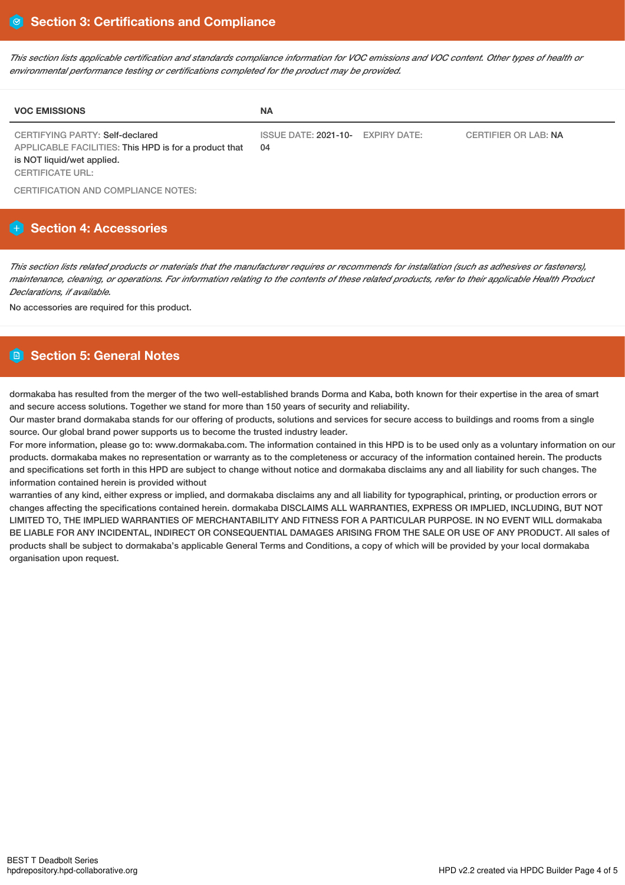## Section 3: Certifications and Compliance

*This section lists applicable certification and standards compliance information for VOC emissions and VOC content. Other types of health or environmental performance testing or certifications completed for the product may be provided.*

| VOC EMISSIONS | NA | | |
|---|---|---|---|
| CERTIFYING PARTY: Self-declared<br>APPLICABLE FACILITIES: This HPD is for a product that is NOT liquid/wet applied.<br>CERTIFICATE URL: | ISSUE DATE: 2021-10-04 | EXPIRY DATE: | CERTIFIER OR LAB: NA |

CERTIFICATION AND COMPLIANCE NOTES:

## Section 4: Accessories

*This section lists related products or materials that the manufacturer requires or recommends for installation (such as adhesives or fasteners), maintenance, cleaning, or operations. For information relating to the contents of these related products, refer to their applicable Health Product Declarations, if available.*

No accessories are required for this product.

## Section 5: General Notes

dormakaba has resulted from the merger of the two well-established brands Dorma and Kaba, both known for their expertise in the area of smart and secure access solutions. Together we stand for more than 150 years of security and reliability.
Our master brand dormakaba stands for our offering of products, solutions and services for secure access to buildings and rooms from a single source. Our global brand power supports us to become the trusted industry leader.
For more information, please go to: www.dormakaba.com. The information contained in this HPD is to be used only as a voluntary information on our products. dormakaba makes no representation or warranty as to the completeness or accuracy of the information contained herein. The products and specifications set forth in this HPD are subject to change without notice and dormakaba disclaims any and all liability for such changes. The information contained herein is provided without
warranties of any kind, either express or implied, and dormakaba disclaims any and all liability for typographical, printing, or production errors or changes affecting the specifications contained herein. dormakaba DISCLAIMS ALL WARRANTIES, EXPRESS OR IMPLIED, INCLUDING, BUT NOT LIMITED TO, THE IMPLIED WARRANTIES OF MERCHANTABILITY AND FITNESS FOR A PARTICULAR PURPOSE. IN NO EVENT WILL dormakaba BE LIABLE FOR ANY INCIDENTAL, INDIRECT OR CONSEQUENTIAL DAMAGES ARISING FROM THE SALE OR USE OF ANY PRODUCT. All sales of products shall be subject to dormakaba's applicable General Terms and Conditions, a copy of which will be provided by your local dormakaba organisation upon request.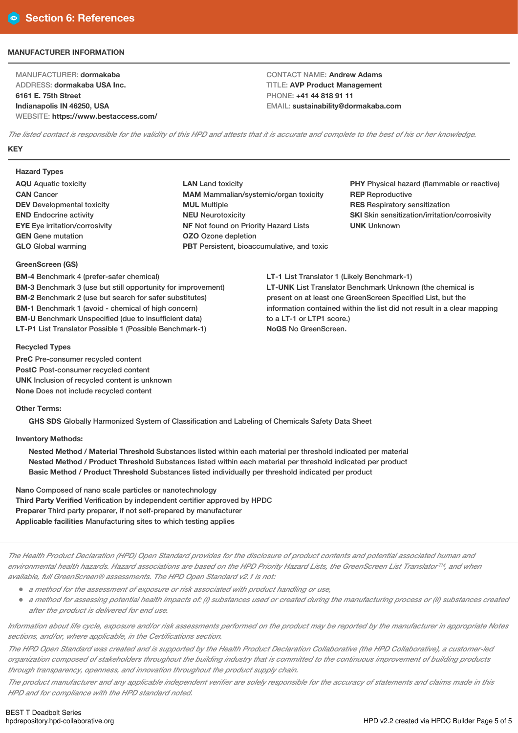# Section 6: References

## MANUFACTURER INFORMATION

MANUFACTURER: **dormakaba**
ADDRESS: **dormakaba USA Inc.**
**6161 E. 75th Street**
**Indianapolis IN 46250, USA**
WEBSITE: **https://www.bestaccess.com/**

CONTACT NAME: **Andrew Adams**
TITLE: **AVP Product Management**
PHONE: **+41 44 818 91 11**
EMAIL: **sustainability@dormakaba.com**

*The listed contact is responsible for the validity of this HPD and attests that it is accurate and complete to the best of his or her knowledge.*

## KEY

### Hazard Types

**AQU** Aquatic toxicity
**CAN** Cancer
**DEV** Developmental toxicity
**END** Endocrine activity
**EYE** Eye irritation/corrosivity
**GEN** Gene mutation
**GLO** Global warming
**LAN** Land toxicity
**MAM** Mammalian/systemic/organ toxicity
**MUL** Multiple
**NEU** Neurotoxicity
**NF** Not found on Priority Hazard Lists
**OZO** Ozone depletion
**PBT** Persistent, bioaccumulative, and toxic
**PHY** Physical hazard (flammable or reactive)
**REP** Reproductive
**RES** Respiratory sensitization
**SKI** Skin sensitization/irritation/corrosivity
**UNK** Unknown

### GreenScreen (GS)

**BM-4** Benchmark 4 (prefer-safer chemical)
**BM-3** Benchmark 3 (use but still opportunity for improvement)
**BM-2** Benchmark 2 (use but search for safer substitutes)
**BM-1** Benchmark 1 (avoid - chemical of high concern)
**BM-U** Benchmark Unspecified (due to insufficient data)
**LT-P1** List Translator Possible 1 (Possible Benchmark-1)
**LT-1** List Translator 1 (Likely Benchmark-1)
**LT-UNK** List Translator Benchmark Unknown (the chemical is present on at least one GreenScreen Specified List, but the information contained within the list did not result in a clear mapping to a LT-1 or LTP1 score.)
**NoGS** No GreenScreen.

### Recycled Types

**PreC** Pre-consumer recycled content
**PostC** Post-consumer recycled content
**UNK** Inclusion of recycled content is unknown
**None** Does not include recycled content

### Other Terms:

**GHS SDS** Globally Harmonized System of Classification and Labeling of Chemicals Safety Data Sheet

### Inventory Methods:

**Nested Method / Material Threshold** Substances listed within each material per threshold indicated per material
**Nested Method / Product Threshold** Substances listed within each material per threshold indicated per product
**Basic Method / Product Threshold** Substances listed individually per threshold indicated per product

**Nano** Composed of nano scale particles or nanotechnology
**Third Party Verified** Verification by independent certifier approved by HPDC
**Preparer** Third party preparer, if not self-prepared by manufacturer
**Applicable facilities** Manufacturing sites to which testing applies

*The Health Product Declaration (HPD) Open Standard provides for the disclosure of product contents and potential associated human and environmental health hazards. Hazard associations are based on the HPD Priority Hazard Lists, the GreenScreen List Translator™, and when available, full GreenScreen® assessments. The HPD Open Standard v2.1 is not:*

- *a method for the assessment of exposure or risk associated with product handling or use,*
- *a method for assessing potential health impacts of: (i) substances used or created during the manufacturing process or (ii) substances created after the product is delivered for end use.*

*Information about life cycle, exposure and/or risk assessments performed on the product may be reported by the manufacturer in appropriate Notes sections, and/or, where applicable, in the Certifications section.*

*The HPD Open Standard was created and is supported by the Health Product Declaration Collaborative (the HPD Collaborative), a customer-led organization composed of stakeholders throughout the building industry that is committed to the continuous improvement of building products through transparency, openness, and innovation throughout the product supply chain.*

*The product manufacturer and any applicable independent verifier are solely responsible for the accuracy of statements and claims made in this HPD and for compliance with the HPD standard noted.*